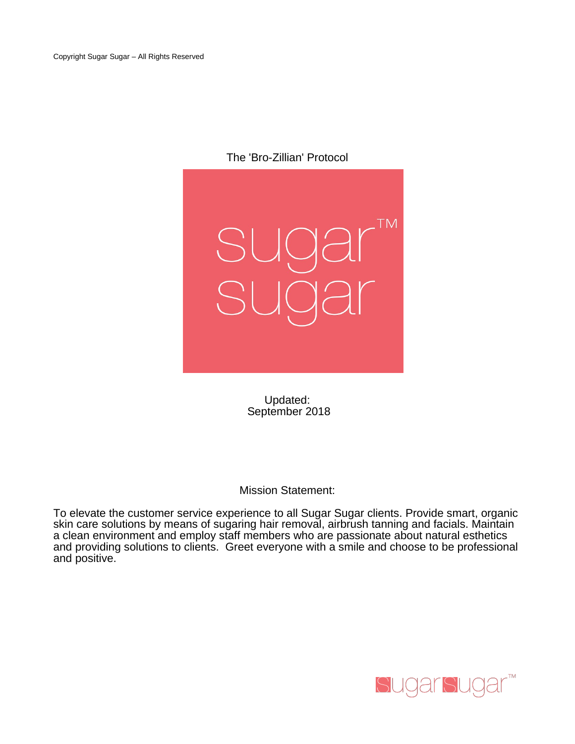Copyright Sugar Sugar – All Rights Reserved

# The 'Bro-Zillian' Protocol

sugar™
sugar

Updated:
September 2018

## Mission Statement:

To elevate the customer service experience to all Sugar Sugar clients. Provide smart, organic skin care solutions by means of sugaring hair removal, airbrush tanning and facials. Maintain a clean environment and employ staff members who are passionate about natural esthetics and providing solutions to clients. Greet everyone with a smile and choose to be professional and positive.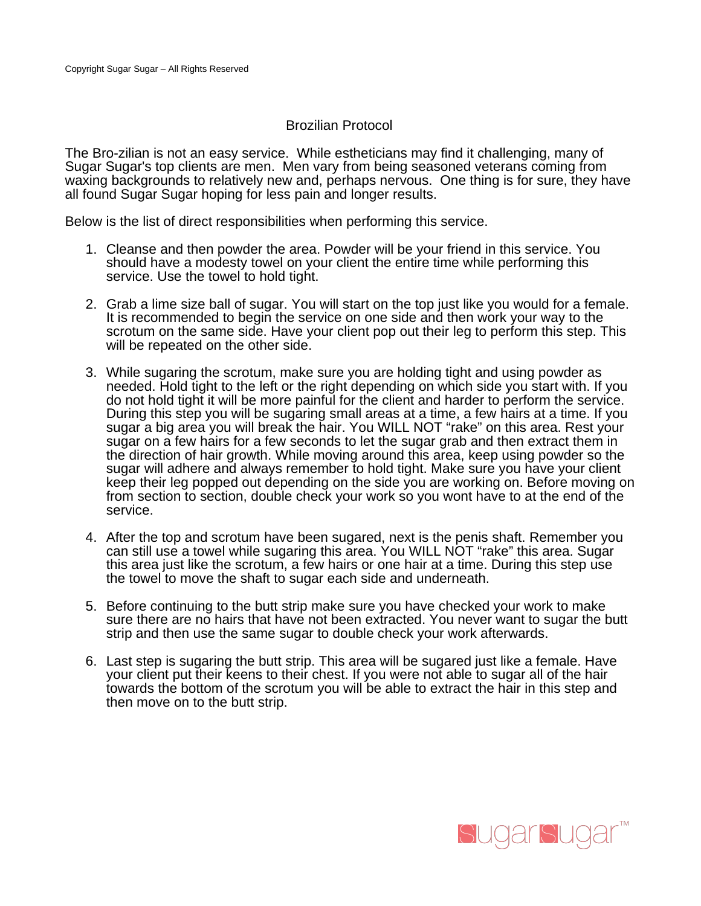Copyright Sugar Sugar – All Rights Reserved

## Brozilian Protocol

The Bro-zilian is not an easy service. While estheticians may find it challenging, many of Sugar Sugar's top clients are men. Men vary from being seasoned veterans coming from waxing backgrounds to relatively new and, perhaps nervous. One thing is for sure, they have all found Sugar Sugar hoping for less pain and longer results.

Below is the list of direct responsibilities when performing this service.

1. Cleanse and then powder the area. Powder will be your friend in this service. You should have a modesty towel on your client the entire time while performing this service. Use the towel to hold tight.

2. Grab a lime size ball of sugar. You will start on the top just like you would for a female. It is recommended to begin the service on one side and then work your way to the scrotum on the same side. Have your client pop out their leg to perform this step. This will be repeated on the other side.

3. While sugaring the scrotum, make sure you are holding tight and using powder as needed. Hold tight to the left or the right depending on which side you start with. If you do not hold tight it will be more painful for the client and harder to perform the service. During this step you will be sugaring small areas at a time, a few hairs at a time. If you sugar a big area you will break the hair. You WILL NOT "rake" on this area. Rest your sugar on a few hairs for a few seconds to let the sugar grab and then extract them in the direction of hair growth. While moving around this area, keep using powder so the sugar will adhere and always remember to hold tight. Make sure you have your client keep their leg popped out depending on the side you are working on. Before moving on from section to section, double check your work so you wont have to at the end of the service.

4. After the top and scrotum have been sugared, next is the penis shaft. Remember you can still use a towel while sugaring this area. You WILL NOT "rake" this area. Sugar this area just like the scrotum, a few hairs or one hair at a time. During this step use the towel to move the shaft to sugar each side and underneath.

5. Before continuing to the butt strip make sure you have checked your work to make sure there are no hairs that have not been extracted. You never want to sugar the butt strip and then use the same sugar to double check your work afterwards.

6. Last step is sugaring the butt strip. This area will be sugared just like a female. Have your client put their keens to their chest. If you were not able to sugar all of the hair towards the bottom of the scrotum you will be able to extract the hair in this step and then move on to the butt strip.

sugarsugar™